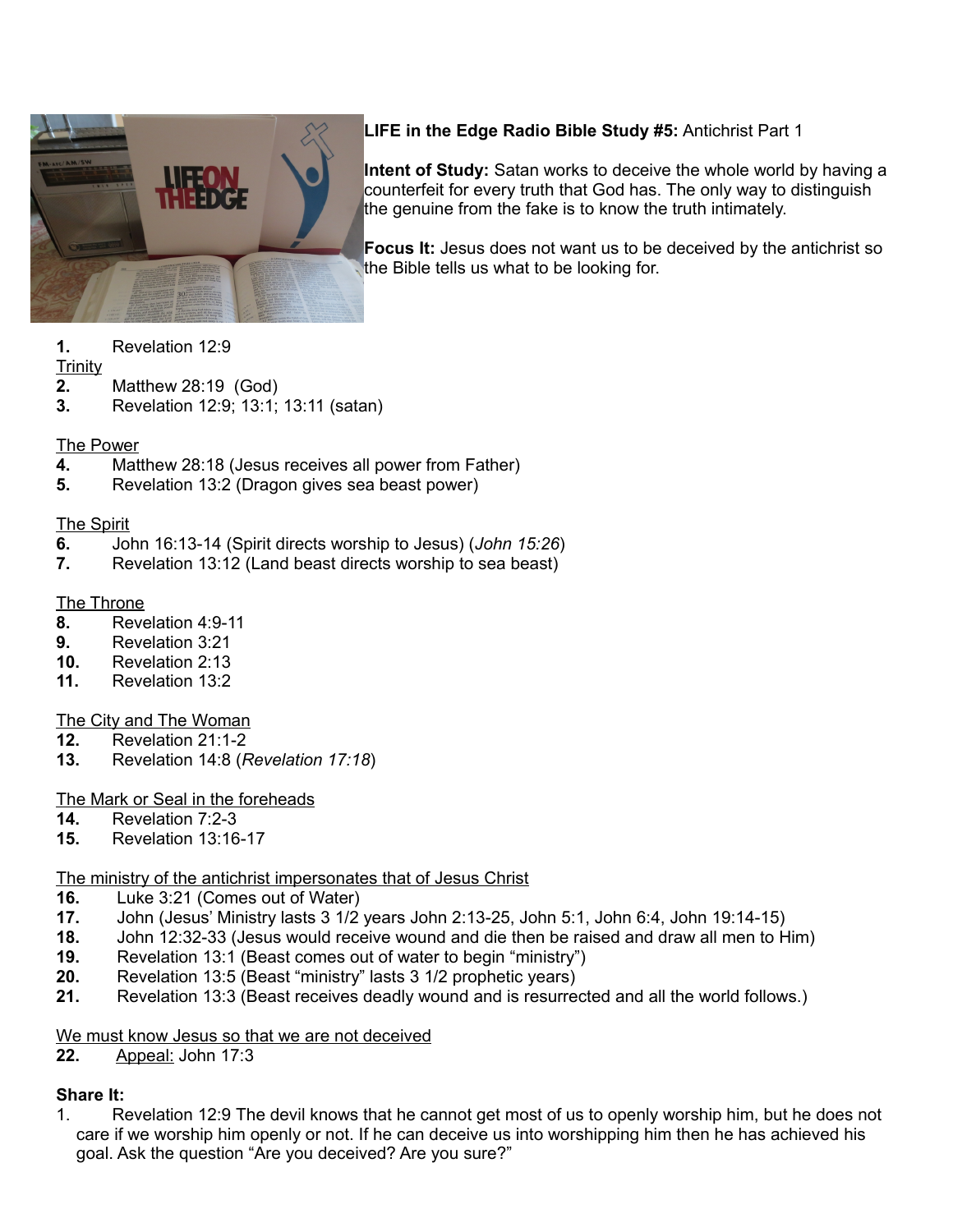**LIFE in the Edge Radio Bible Study #5:** Antichrist Part 1

**Intent of Study:** Satan works to deceive the whole world by having a counterfeit for every truth that God has. The only way to distinguish the genuine from the fake is to know the truth intimately.

**Focus It:** Jesus does not want us to be deceived by the antichrist so the Bible tells us what to be looking for.

**1.** Revelation 12:9

Trinity

**2.** Matthew 28:19 (God)

**3.** Revelation 12:9; 13:1; 13:11 (satan)

The Power

**4.** Matthew 28:18 (Jesus receives all power from Father)

**5.** Revelation 13:2 (Dragon gives sea beast power)

The Spirit

**6.** John 16:13-14 (Spirit directs worship to Jesus) (*John 15:26*)

**7.** Revelation 13:12 (Land beast directs worship to sea beast)

The Throne

**8.** Revelation 4:9-11

**9.** Revelation 3:21

**10.** Revelation 2:13

**11.** Revelation 13:2

The City and The Woman

**12.** Revelation 21:1-2

**13.** Revelation 14:8 (*Revelation 17:18*)

The Mark or Seal in the foreheads

**14.** Revelation 7:2-3

**15.** Revelation 13:16-17

The ministry of the antichrist impersonates that of Jesus Christ

**16.** Luke 3:21 (Comes out of Water)

**17.** John (Jesus' Ministry lasts 3 1/2 years John 2:13-25, John 5:1, John 6:4, John 19:14-15)

**18.** John 12:32-33 (Jesus would receive wound and die then be raised and draw all men to Him)

**19.** Revelation 13:1 (Beast comes out of water to begin "ministry")

**20.** Revelation 13:5 (Beast "ministry" lasts 3 1/2 prophetic years)

**21.** Revelation 13:3 (Beast receives deadly wound and is resurrected and all the world follows.)

We must know Jesus so that we are not deceived

**22.** Appeal: John 17:3

**Share It:**

1. Revelation 12:9 The devil knows that he cannot get most of us to openly worship him, but he does not care if we worship him openly or not. If he can deceive us into worshipping him then he has achieved his goal. Ask the question "Are you deceived? Are you sure?"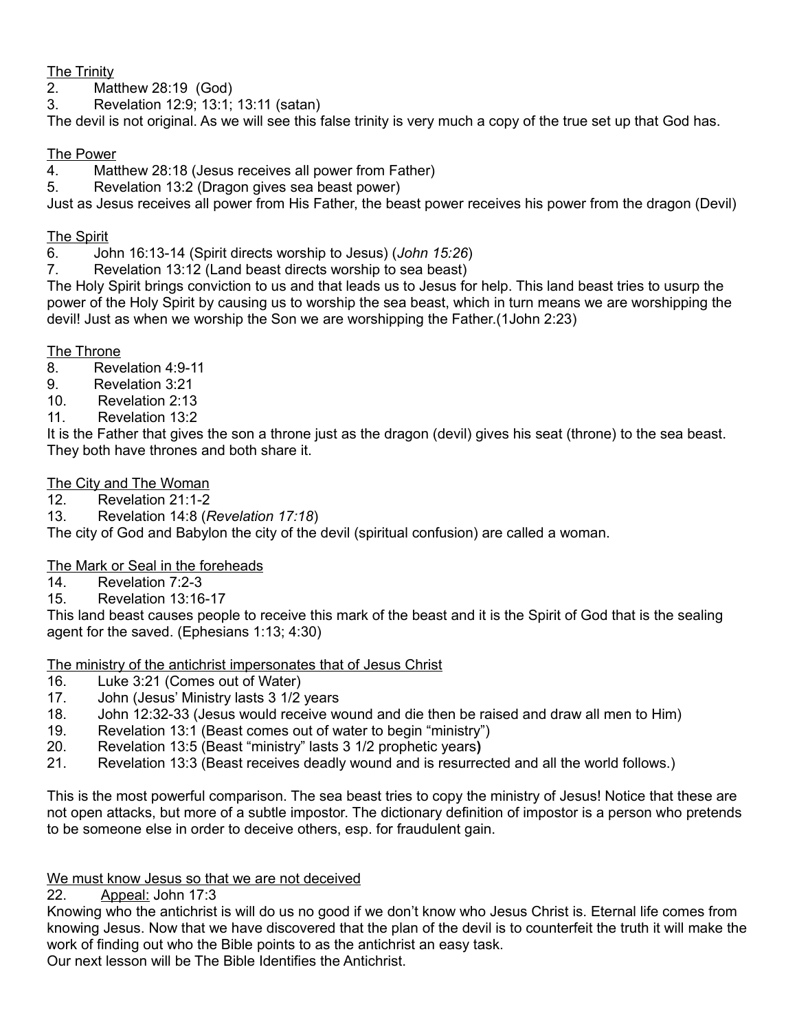The Trinity

2. Matthew 28:19 (God)
3. Revelation 12:9; 13:1; 13:11 (satan)

The devil is not original. As we will see this false trinity is very much a copy of the true set up that God has.

The Power

4. Matthew 28:18 (Jesus receives all power from Father)
5. Revelation 13:2 (Dragon gives sea beast power)

Just as Jesus receives all power from His Father, the beast power receives his power from the dragon (Devil)

The Spirit

6. John 16:13-14 (Spirit directs worship to Jesus) (*John 15:26*)
7. Revelation 13:12 (Land beast directs worship to sea beast)

The Holy Spirit brings conviction to us and that leads us to Jesus for help. This land beast tries to usurp the power of the Holy Spirit by causing us to worship the sea beast, which in turn means we are worshipping the devil! Just as when we worship the Son we are worshipping the Father.(1John 2:23)

The Throne

8. Revelation 4:9-11
9. Revelation 3:21
10. Revelation 2:13
11. Revelation 13:2

It is the Father that gives the son a throne just as the dragon (devil) gives his seat (throne) to the sea beast. They both have thrones and both share it.

The City and The Woman

12. Revelation 21:1-2
13. Revelation 14:8 (*Revelation 17:18*)

The city of God and Babylon the city of the devil (spiritual confusion) are called a woman.

The Mark or Seal in the foreheads

14. Revelation 7:2-3
15. Revelation 13:16-17

This land beast causes people to receive this mark of the beast and it is the Spirit of God that is the sealing agent for the saved. (Ephesians 1:13; 4:30)

The ministry of the antichrist impersonates that of Jesus Christ

16. Luke 3:21 (Comes out of Water)
17. John (Jesus' Ministry lasts 3 1/2 years
18. John 12:32-33 (Jesus would receive wound and die then be raised and draw all men to Him)
19. Revelation 13:1 (Beast comes out of water to begin "ministry")
20. Revelation 13:5 (Beast "ministry" lasts 3 1/2 prophetic years**)**
21. Revelation 13:3 (Beast receives deadly wound and is resurrected and all the world follows.)

This is the most powerful comparison. The sea beast tries to copy the ministry of Jesus! Notice that these are not open attacks, but more of a subtle impostor. The dictionary definition of impostor is a person who pretends to be someone else in order to deceive others, esp. for fraudulent gain.

We must know Jesus so that we are not deceived

22. Appeal: John 17:3

Knowing who the antichrist is will do us no good if we don't know who Jesus Christ is. Eternal life comes from knowing Jesus. Now that we have discovered that the plan of the devil is to counterfeit the truth it will make the work of finding out who the Bible points to as the antichrist an easy task.

Our next lesson will be The Bible Identifies the Antichrist.